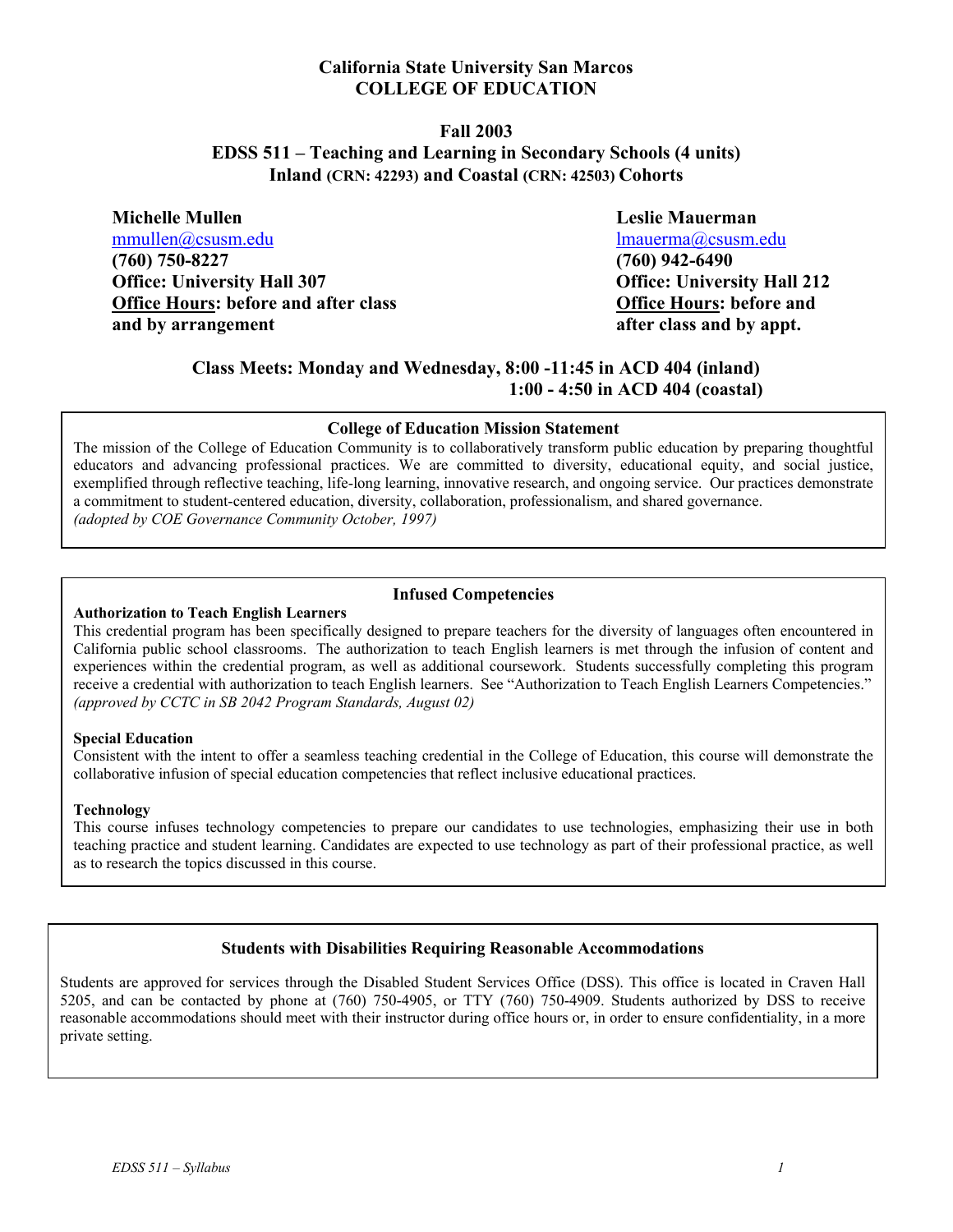# California State University San Marcos
## COLLEGE OF EDUCATION

### Fall 2003
### EDSS 511 – Teaching and Learning in Secondary Schools (4 units)
### Inland (CRN: 42293) and Coastal (CRN: 42503) Cohorts

**Michelle Mullen**
mmullen@csusm.edu
**(760) 750-8227**
**Office: University Hall 307**
**<u>Office Hours</u>: before and after class and by arrangement**

**Leslie Mauerman**
lmauerma@csusm.edu
**(760) 942-6490**
**Office: University Hall 212**
**<u>Office Hours</u>: before and after class and by appt.**

**Class Meets: Monday and Wednesday, 8:00 -11:45 in ACD 404 (inland)**
**1:00 - 4:50 in ACD 404 (coastal)**

---

**College of Education Mission Statement**

The mission of the College of Education Community is to collaboratively transform public education by preparing thoughtful educators and advancing professional practices. We are committed to diversity, educational equity, and social justice, exemplified through reflective teaching, life-long learning, innovative research, and ongoing service. Our practices demonstrate a commitment to student-centered education, diversity, collaboration, professionalism, and shared governance.
*(adopted by COE Governance Community October, 1997)*

---

**Infused Competencies**

**Authorization to Teach English Learners**
This credential program has been specifically designed to prepare teachers for the diversity of languages often encountered in California public school classrooms. The authorization to teach English learners is met through the infusion of content and experiences within the credential program, as well as additional coursework. Students successfully completing this program receive a credential with authorization to teach English learners. See "Authorization to Teach English Learners Competencies."
*(approved by CCTC in SB 2042 Program Standards, August 02)*

**Special Education**
Consistent with the intent to offer a seamless teaching credential in the College of Education, this course will demonstrate the collaborative infusion of special education competencies that reflect inclusive educational practices.

**Technology**
This course infuses technology competencies to prepare our candidates to use technologies, emphasizing their use in both teaching practice and student learning. Candidates are expected to use technology as part of their professional practice, as well as to research the topics discussed in this course.

---

**Students with Disabilities Requiring Reasonable Accommodations**

Students are approved for services through the Disabled Student Services Office (DSS). This office is located in Craven Hall 5205, and can be contacted by phone at (760) 750-4905, or TTY (760) 750-4909. Students authorized by DSS to receive reasonable accommodations should meet with their instructor during office hours or, in order to ensure confidentiality, in a more private setting.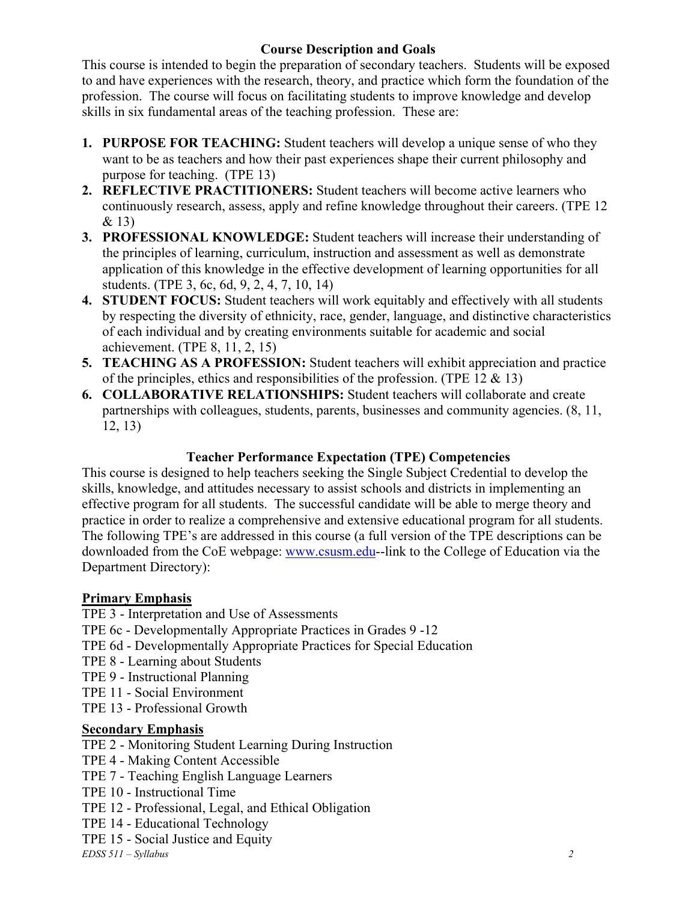## Course Description and Goals

This course is intended to begin the preparation of secondary teachers. Students will be exposed to and have experiences with the research, theory, and practice which form the foundation of the profession. The course will focus on facilitating students to improve knowledge and develop skills in six fundamental areas of the teaching profession. These are:

1. **PURPOSE FOR TEACHING:** Student teachers will develop a unique sense of who they want to be as teachers and how their past experiences shape their current philosophy and purpose for teaching. (TPE 13)
2. **REFLECTIVE PRACTITIONERS:** Student teachers will become active learners who continuously research, assess, apply and refine knowledge throughout their careers. (TPE 12 & 13)
3. **PROFESSIONAL KNOWLEDGE:** Student teachers will increase their understanding of the principles of learning, curriculum, instruction and assessment as well as demonstrate application of this knowledge in the effective development of learning opportunities for all students. (TPE 3, 6c, 6d, 9, 2, 4, 7, 10, 14)
4. **STUDENT FOCUS:** Student teachers will work equitably and effectively with all students by respecting the diversity of ethnicity, race, gender, language, and distinctive characteristics of each individual and by creating environments suitable for academic and social achievement. (TPE 8, 11, 2, 15)
5. **TEACHING AS A PROFESSION:** Student teachers will exhibit appreciation and practice of the principles, ethics and responsibilities of the profession. (TPE 12 & 13)
6. **COLLABORATIVE RELATIONSHIPS:** Student teachers will collaborate and create partnerships with colleagues, students, parents, businesses and community agencies. (8, 11, 12, 13)

## Teacher Performance Expectation (TPE) Competencies

This course is designed to help teachers seeking the Single Subject Credential to develop the skills, knowledge, and attitudes necessary to assist schools and districts in implementing an effective program for all students. The successful candidate will be able to merge theory and practice in order to realize a comprehensive and extensive educational program for all students. The following TPE's are addressed in this course (a full version of the TPE descriptions can be downloaded from the CoE webpage: www.csusm.edu--link to the College of Education via the Department Directory):

### Primary Emphasis

TPE 3 - Interpretation and Use of Assessments
TPE 6c - Developmentally Appropriate Practices in Grades 9 -12
TPE 6d - Developmentally Appropriate Practices for Special Education
TPE 8 - Learning about Students
TPE 9 - Instructional Planning
TPE 11 - Social Environment
TPE 13 - Professional Growth

### Secondary Emphasis

TPE 2 - Monitoring Student Learning During Instruction
TPE 4 - Making Content Accessible
TPE 7 - Teaching English Language Learners
TPE 10 - Instructional Time
TPE 12 - Professional, Legal, and Ethical Obligation
TPE 14 - Educational Technology
TPE 15 - Social Justice and Equity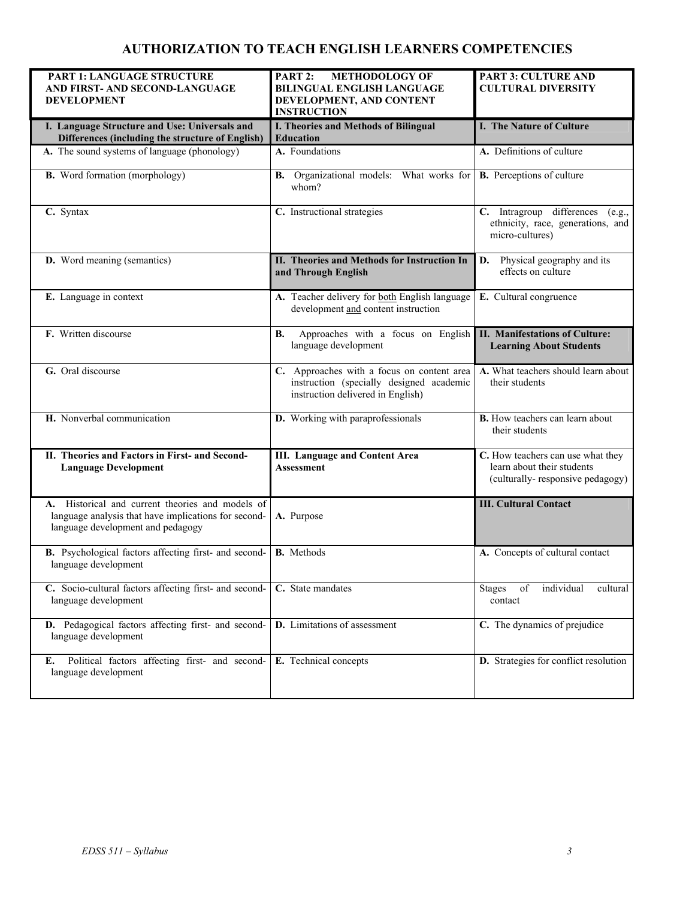# AUTHORIZATION TO TEACH ENGLISH LEARNERS COMPETENCIES

| PART 1: LANGUAGE STRUCTURE AND FIRST- AND SECOND-LANGUAGE DEVELOPMENT | PART 2: METHODOLOGY OF BILINGUAL ENGLISH LANGUAGE DEVELOPMENT, AND CONTENT INSTRUCTION | PART 3: CULTURE AND CULTURAL DIVERSITY |
|---|---|---|
| **I. Language Structure and Use: Universals and Differences (including the structure of English)** | **I. Theories and Methods of Bilingual Education** | **I. The Nature of Culture** |
| **A.** The sound systems of language (phonology) | **A.** Foundations | **A.** Definitions of culture |
| **B.** Word formation (morphology) | **B.** Organizational models: What works for whom? | **B.** Perceptions of culture |
| **C.** Syntax | **C.** Instructional strategies | **C.** Intragroup differences (e.g., ethnicity, race, generations, and micro-cultures) |
| **D.** Word meaning (semantics) | **II. Theories and Methods for Instruction In and Through English** | **D.** Physical geography and its effects on culture |
| **E.** Language in context | **A.** Teacher delivery for both English language development and content instruction | **E.** Cultural congruence |
| **F.** Written discourse | **B.** Approaches with a focus on English language development | **II. Manifestations of Culture: Learning About Students** |
| **G.** Oral discourse | **C.** Approaches with a focus on content area instruction (specially designed academic instruction delivered in English) | **A.** What teachers should learn about their students |
| **H.** Nonverbal communication | **D.** Working with paraprofessionals | **B.** How teachers can learn about their students |
| **II. Theories and Factors in First- and Second-Language Development** | **III. Language and Content Area Assessment** | **C.** How teachers can use what they learn about their students (culturally- responsive pedagogy) |
| **A.** Historical and current theories and models of language analysis that have implications for second-language development and pedagogy | **A.** Purpose | **III. Cultural Contact** |
| **B.** Psychological factors affecting first- and second-language development | **B.** Methods | **A.** Concepts of cultural contact |
| **C.** Socio-cultural factors affecting first- and second-language development | **C.** State mandates | Stages of individual cultural contact |
| **D.** Pedagogical factors affecting first- and second-language development | **D.** Limitations of assessment | **C.** The dynamics of prejudice |
| **E.** Political factors affecting first- and second-language development | **E.** Technical concepts | **D.** Strategies for conflict resolution |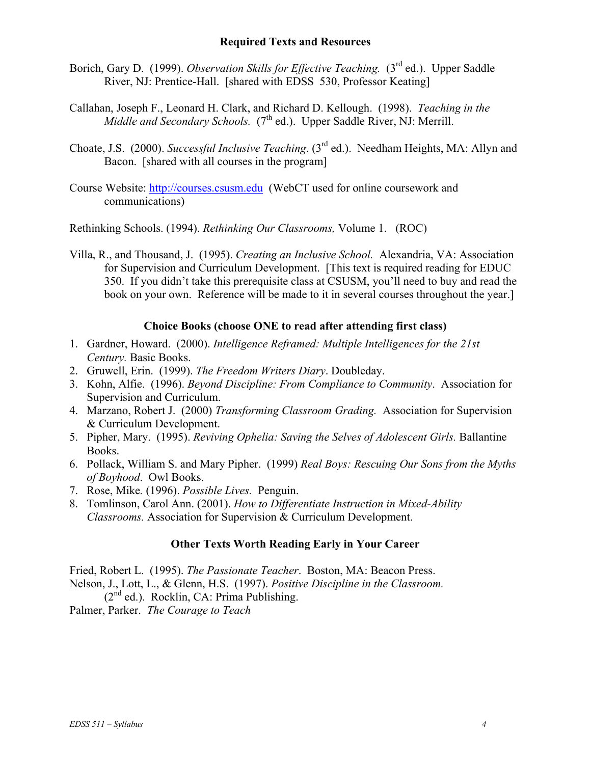## Required Texts and Resources

Borich, Gary D. (1999). *Observation Skills for Effective Teaching.* (3rd ed.). Upper Saddle River, NJ: Prentice-Hall. [shared with EDSS 530, Professor Keating]

Callahan, Joseph F., Leonard H. Clark, and Richard D. Kellough. (1998). *Teaching in the Middle and Secondary Schools.* (7th ed.). Upper Saddle River, NJ: Merrill.

Choate, J.S. (2000). *Successful Inclusive Teaching*. (3rd ed.). Needham Heights, MA: Allyn and Bacon. [shared with all courses in the program]

Course Website: http://courses.csusm.edu (WebCT used for online coursework and communications)

Rethinking Schools. (1994). *Rethinking Our Classrooms,* Volume 1. (ROC)

Villa, R., and Thousand, J. (1995). *Creating an Inclusive School.* Alexandria, VA: Association for Supervision and Curriculum Development. [This text is required reading for EDUC 350. If you didn't take this prerequisite class at CSUSM, you'll need to buy and read the book on your own. Reference will be made to it in several courses throughout the year.]

## Choice Books (choose ONE to read after attending first class)

1. Gardner, Howard. (2000). *Intelligence Reframed: Multiple Intelligences for the 21st Century.* Basic Books.
2. Gruwell, Erin. (1999). *The Freedom Writers Diary*. Doubleday.
3. Kohn, Alfie. (1996). *Beyond Discipline: From Compliance to Community*. Association for Supervision and Curriculum.
4. Marzano, Robert J. (2000) *Transforming Classroom Grading.* Association for Supervision & Curriculum Development.
5. Pipher, Mary. (1995). *Reviving Ophelia: Saving the Selves of Adolescent Girls.* Ballantine Books.
6. Pollack, William S. and Mary Pipher. (1999) *Real Boys: Rescuing Our Sons from the Myths of Boyhood*. Owl Books.
7. Rose, Mike. (1996). *Possible Lives.* Penguin.
8. Tomlinson, Carol Ann. (2001). *How to Differentiate Instruction in Mixed-Ability Classrooms.* Association for Supervision & Curriculum Development.

## Other Texts Worth Reading Early in Your Career

Fried, Robert L. (1995). *The Passionate Teacher*. Boston, MA: Beacon Press.

Nelson, J., Lott, L., & Glenn, H.S. (1997). *Positive Discipline in the Classroom.* (2nd ed.). Rocklin, CA: Prima Publishing.

Palmer, Parker. *The Courage to Teach*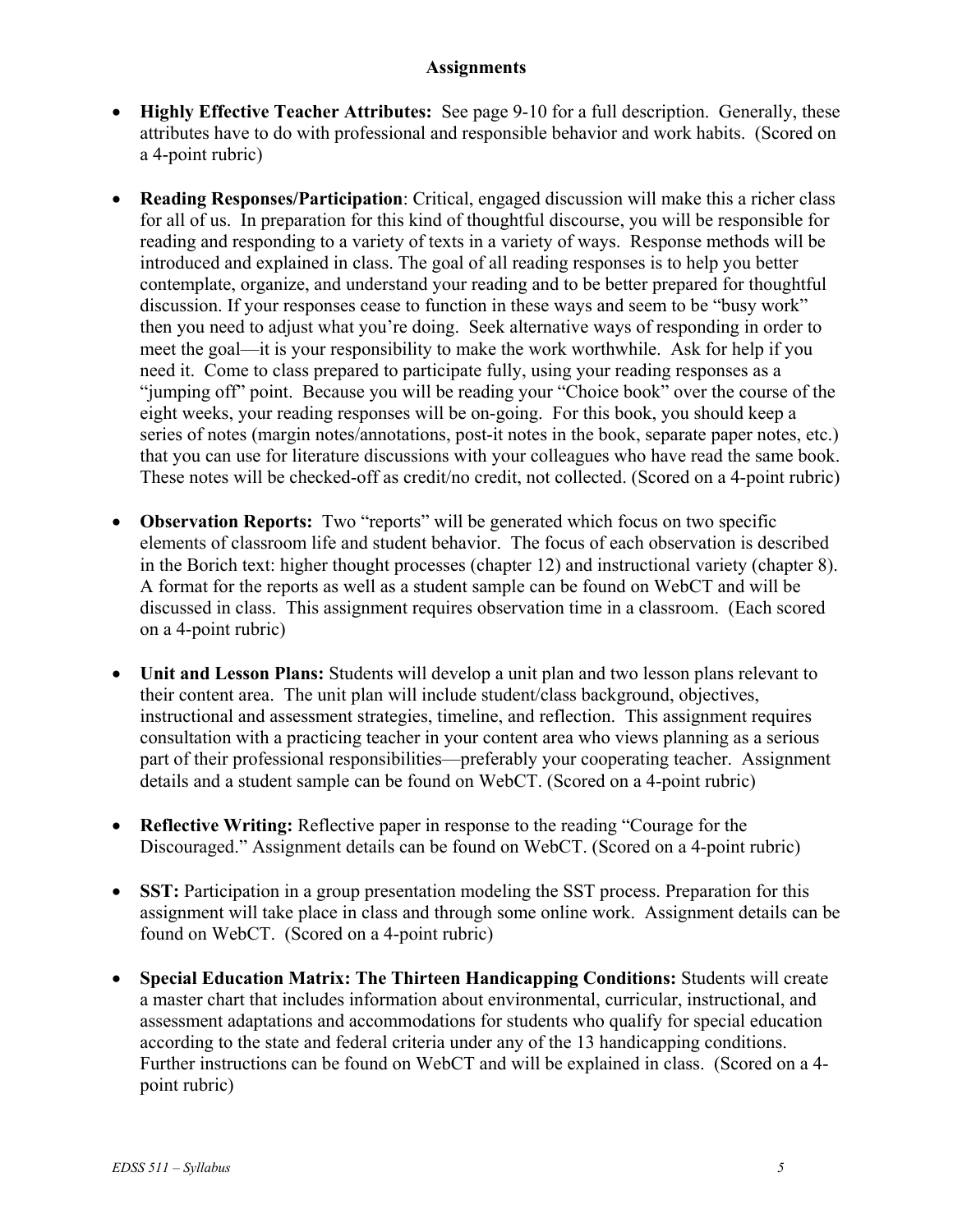## Assignments

- **Highly Effective Teacher Attributes:** See page 9-10 for a full description. Generally, these attributes have to do with professional and responsible behavior and work habits. (Scored on a 4-point rubric)

- **Reading Responses/Participation**: Critical, engaged discussion will make this a richer class for all of us. In preparation for this kind of thoughtful discourse, you will be responsible for reading and responding to a variety of texts in a variety of ways. Response methods will be introduced and explained in class. The goal of all reading responses is to help you better contemplate, organize, and understand your reading and to be better prepared for thoughtful discussion. If your responses cease to function in these ways and seem to be "busy work" then you need to adjust what you're doing. Seek alternative ways of responding in order to meet the goal—it is your responsibility to make the work worthwhile. Ask for help if you need it. Come to class prepared to participate fully, using your reading responses as a "jumping off" point. Because you will be reading your "Choice book" over the course of the eight weeks, your reading responses will be on-going. For this book, you should keep a series of notes (margin notes/annotations, post-it notes in the book, separate paper notes, etc.) that you can use for literature discussions with your colleagues who have read the same book. These notes will be checked-off as credit/no credit, not collected. (Scored on a 4-point rubric)

- **Observation Reports:** Two "reports" will be generated which focus on two specific elements of classroom life and student behavior. The focus of each observation is described in the Borich text: higher thought processes (chapter 12) and instructional variety (chapter 8). A format for the reports as well as a student sample can be found on WebCT and will be discussed in class. This assignment requires observation time in a classroom. (Each scored on a 4-point rubric)

- **Unit and Lesson Plans:** Students will develop a unit plan and two lesson plans relevant to their content area. The unit plan will include student/class background, objectives, instructional and assessment strategies, timeline, and reflection. This assignment requires consultation with a practicing teacher in your content area who views planning as a serious part of their professional responsibilities—preferably your cooperating teacher. Assignment details and a student sample can be found on WebCT. (Scored on a 4-point rubric)

- **Reflective Writing:** Reflective paper in response to the reading "Courage for the Discouraged." Assignment details can be found on WebCT. (Scored on a 4-point rubric)

- **SST:** Participation in a group presentation modeling the SST process. Preparation for this assignment will take place in class and through some online work. Assignment details can be found on WebCT. (Scored on a 4-point rubric)

- **Special Education Matrix: The Thirteen Handicapping Conditions:** Students will create a master chart that includes information about environmental, curricular, instructional, and assessment adaptations and accommodations for students who qualify for special education according to the state and federal criteria under any of the 13 handicapping conditions. Further instructions can be found on WebCT and will be explained in class. (Scored on a 4-point rubric)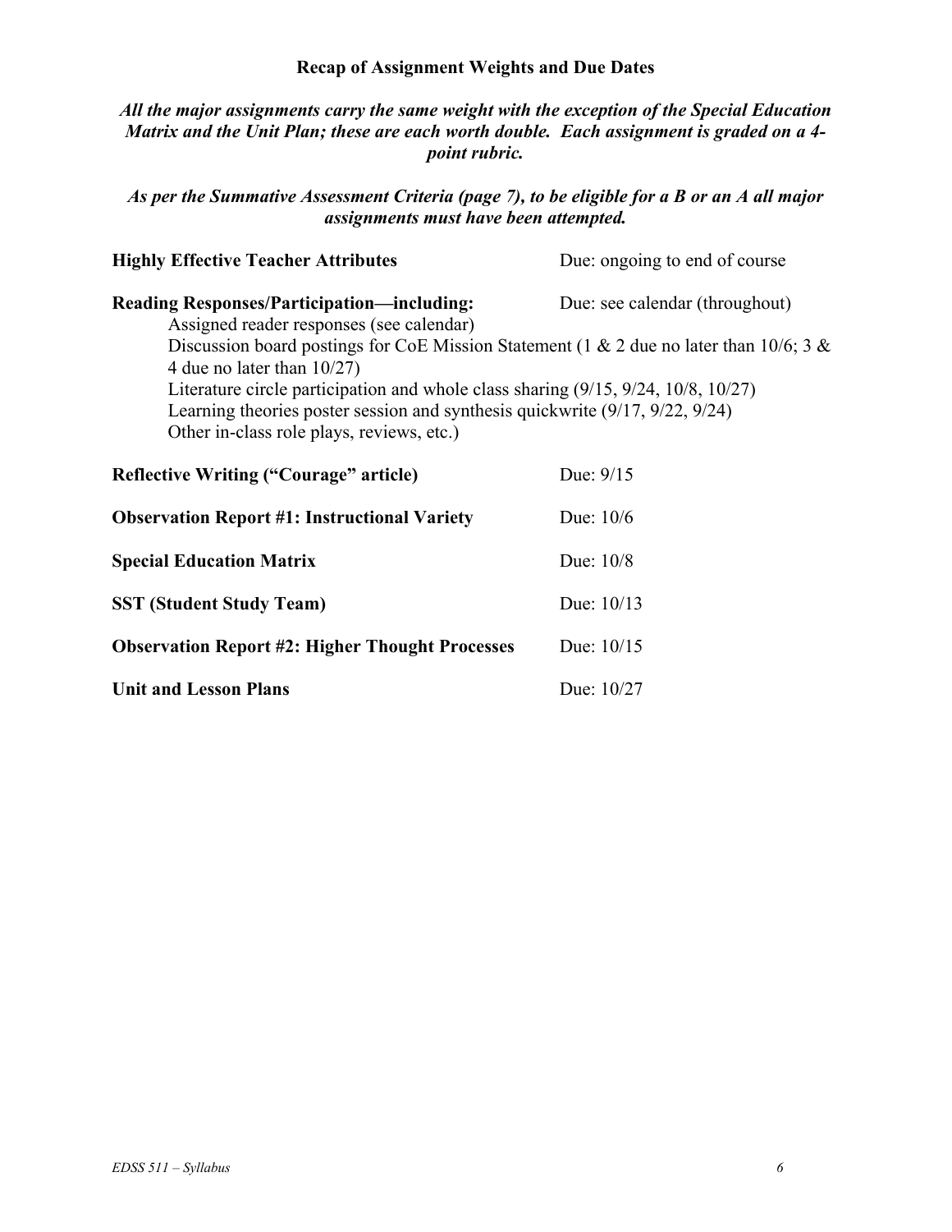### Recap of Assignment Weights and Due Dates

***All the major assignments carry the same weight with the exception of the Special Education Matrix and the Unit Plan; these are each worth double. Each assignment is graded on a 4-point rubric.***

***As per the Summative Assessment Criteria (page 7), to be eligible for a B or an A all major assignments must have been attempted.***

**Highly Effective Teacher Attributes** — Due: ongoing to end of course

**Reading Responses/Participation—including:** — Due: see calendar (throughout)

- Assigned reader responses (see calendar)
- Discussion board postings for CoE Mission Statement (1 & 2 due no later than 10/6; 3 & 4 due no later than 10/27)
- Literature circle participation and whole class sharing (9/15, 9/24, 10/8, 10/27)
- Learning theories poster session and synthesis quickwrite (9/17, 9/22, 9/24)
- Other in-class role plays, reviews, etc.)

**Reflective Writing ("Courage" article)** — Due: 9/15

**Observation Report #1: Instructional Variety** — Due: 10/6

**Special Education Matrix** — Due: 10/8

**SST (Student Study Team)** — Due: 10/13

**Observation Report #2: Higher Thought Processes** — Due: 10/15

**Unit and Lesson Plans** — Due: 10/27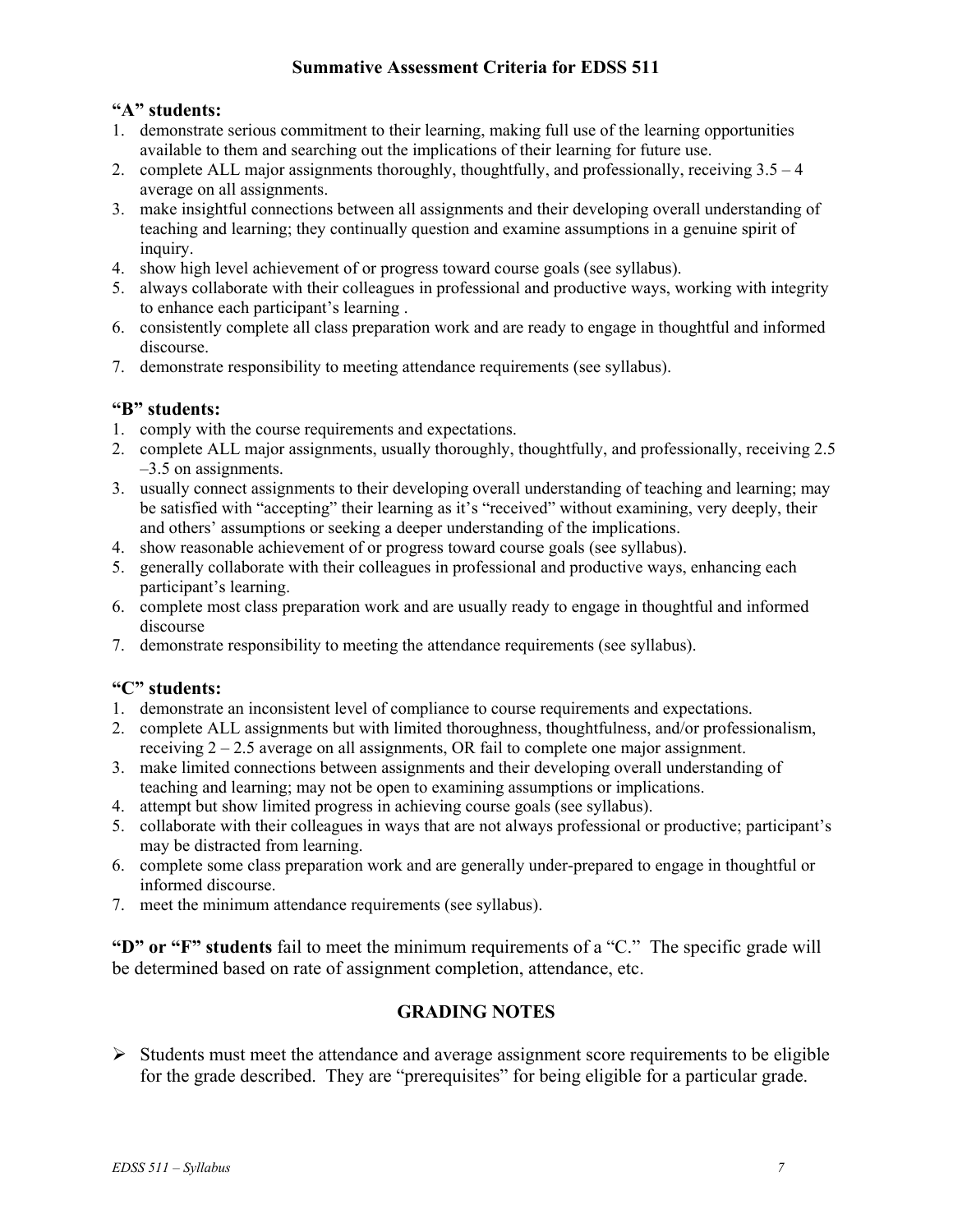## Summative Assessment Criteria for EDSS 511

**"A" students:**

1. demonstrate serious commitment to their learning, making full use of the learning opportunities available to them and searching out the implications of their learning for future use.
2. complete ALL major assignments thoroughly, thoughtfully, and professionally, receiving 3.5 – 4 average on all assignments.
3. make insightful connections between all assignments and their developing overall understanding of teaching and learning; they continually question and examine assumptions in a genuine spirit of inquiry.
4. show high level achievement of or progress toward course goals (see syllabus).
5. always collaborate with their colleagues in professional and productive ways, working with integrity to enhance each participant's learning .
6. consistently complete all class preparation work and are ready to engage in thoughtful and informed discourse.
7. demonstrate responsibility to meeting attendance requirements (see syllabus).

**"B" students:**

1. comply with the course requirements and expectations.
2. complete ALL major assignments, usually thoroughly, thoughtfully, and professionally, receiving 2.5 –3.5 on assignments.
3. usually connect assignments to their developing overall understanding of teaching and learning; may be satisfied with "accepting" their learning as it's "received" without examining, very deeply, their and others' assumptions or seeking a deeper understanding of the implications.
4. show reasonable achievement of or progress toward course goals (see syllabus).
5. generally collaborate with their colleagues in professional and productive ways, enhancing each participant's learning.
6. complete most class preparation work and are usually ready to engage in thoughtful and informed discourse
7. demonstrate responsibility to meeting the attendance requirements (see syllabus).

**"C" students:**

1. demonstrate an inconsistent level of compliance to course requirements and expectations.
2. complete ALL assignments but with limited thoroughness, thoughtfulness, and/or professionalism, receiving 2 – 2.5 average on all assignments, OR fail to complete one major assignment.
3. make limited connections between assignments and their developing overall understanding of teaching and learning; may not be open to examining assumptions or implications.
4. attempt but show limited progress in achieving course goals (see syllabus).
5. collaborate with their colleagues in ways that are not always professional or productive; participant's may be distracted from learning.
6. complete some class preparation work and are generally under-prepared to engage in thoughtful or informed discourse.
7. meet the minimum attendance requirements (see syllabus).

**"D" or "F" students** fail to meet the minimum requirements of a "C." The specific grade will be determined based on rate of assignment completion, attendance, etc.

## GRADING NOTES

- Students must meet the attendance and average assignment score requirements to be eligible for the grade described. They are "prerequisites" for being eligible for a particular grade.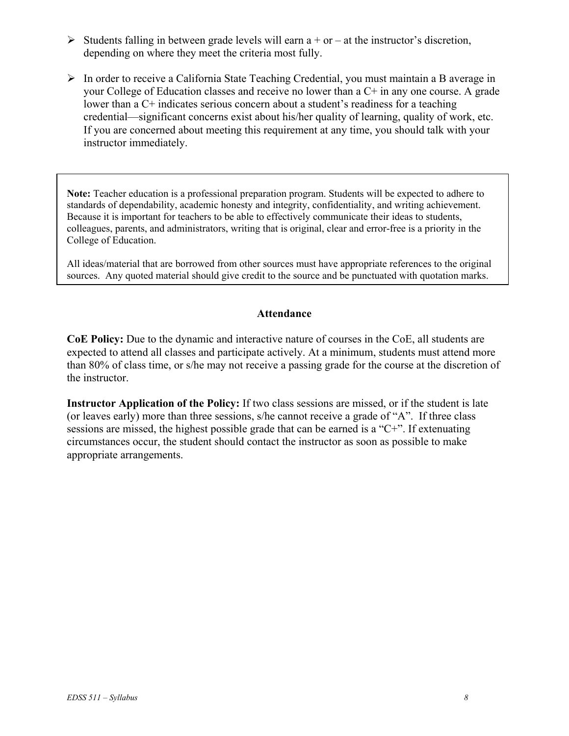- Students falling in between grade levels will earn a + or – at the instructor's discretion, depending on where they meet the criteria most fully.

- In order to receive a California State Teaching Credential, you must maintain a B average in your College of Education classes and receive no lower than a C+ in any one course. A grade lower than a C+ indicates serious concern about a student's readiness for a teaching credential—significant concerns exist about his/her quality of learning, quality of work, etc. If you are concerned about meeting this requirement at any time, you should talk with your instructor immediately.

**Note:** Teacher education is a professional preparation program. Students will be expected to adhere to standards of dependability, academic honesty and integrity, confidentiality, and writing achievement. Because it is important for teachers to be able to effectively communicate their ideas to students, colleagues, parents, and administrators, writing that is original, clear and error-free is a priority in the College of Education.

All ideas/material that are borrowed from other sources must have appropriate references to the original sources. Any quoted material should give credit to the source and be punctuated with quotation marks.

## Attendance

**CoE Policy:** Due to the dynamic and interactive nature of courses in the CoE, all students are expected to attend all classes and participate actively. At a minimum, students must attend more than 80% of class time, or s/he may not receive a passing grade for the course at the discretion of the instructor.

**Instructor Application of the Policy:** If two class sessions are missed, or if the student is late (or leaves early) more than three sessions, s/he cannot receive a grade of "A". If three class sessions are missed, the highest possible grade that can be earned is a "C+". If extenuating circumstances occur, the student should contact the instructor as soon as possible to make appropriate arrangements.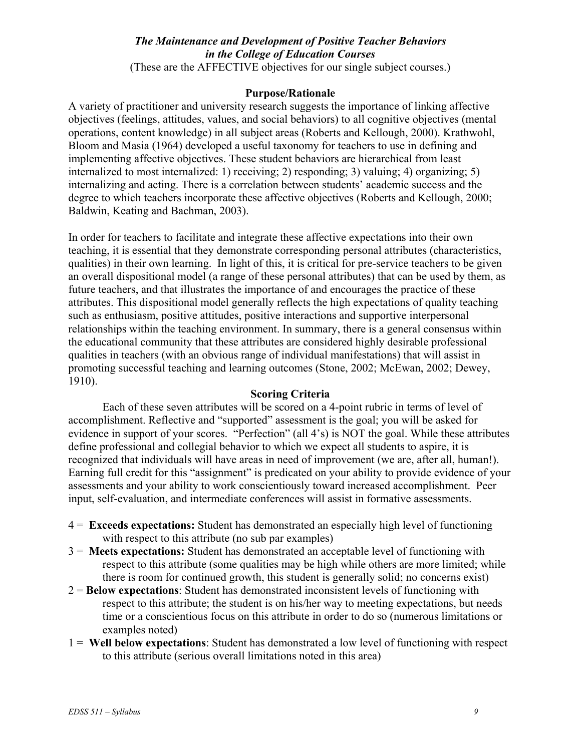### *The Maintenance and Development of Positive Teacher Behaviors in the College of Education Courses*

(These are the AFFECTIVE objectives for our single subject courses.)

**Purpose/Rationale**

A variety of practitioner and university research suggests the importance of linking affective objectives (feelings, attitudes, values, and social behaviors) to all cognitive objectives (mental operations, content knowledge) in all subject areas (Roberts and Kellough, 2000). Krathwohl, Bloom and Masia (1964) developed a useful taxonomy for teachers to use in defining and implementing affective objectives. These student behaviors are hierarchical from least internalized to most internalized: 1) receiving; 2) responding; 3) valuing; 4) organizing; 5) internalizing and acting. There is a correlation between students' academic success and the degree to which teachers incorporate these affective objectives (Roberts and Kellough, 2000; Baldwin, Keating and Bachman, 2003).

In order for teachers to facilitate and integrate these affective expectations into their own teaching, it is essential that they demonstrate corresponding personal attributes (characteristics, qualities) in their own learning. In light of this, it is critical for pre-service teachers to be given an overall dispositional model (a range of these personal attributes) that can be used by them, as future teachers, and that illustrates the importance of and encourages the practice of these attributes. This dispositional model generally reflects the high expectations of quality teaching such as enthusiasm, positive attitudes, positive interactions and supportive interpersonal relationships within the teaching environment. In summary, there is a general consensus within the educational community that these attributes are considered highly desirable professional qualities in teachers (with an obvious range of individual manifestations) that will assist in promoting successful teaching and learning outcomes (Stone, 2002; McEwan, 2002; Dewey, 1910).

**Scoring Criteria**

Each of these seven attributes will be scored on a 4-point rubric in terms of level of accomplishment. Reflective and "supported" assessment is the goal; you will be asked for evidence in support of your scores. "Perfection" (all 4's) is NOT the goal. While these attributes define professional and collegial behavior to which we expect all students to aspire, it is recognized that individuals will have areas in need of improvement (we are, after all, human!). Earning full credit for this "assignment" is predicated on your ability to provide evidence of your assessments and your ability to work conscientiously toward increased accomplishment. Peer input, self-evaluation, and intermediate conferences will assist in formative assessments.

4 = **Exceeds expectations:** Student has demonstrated an especially high level of functioning with respect to this attribute (no sub par examples)

3 = **Meets expectations:** Student has demonstrated an acceptable level of functioning with respect to this attribute (some qualities may be high while others are more limited; while there is room for continued growth, this student is generally solid; no concerns exist)

2 = **Below expectations**: Student has demonstrated inconsistent levels of functioning with respect to this attribute; the student is on his/her way to meeting expectations, but needs time or a conscientious focus on this attribute in order to do so (numerous limitations or examples noted)

1 = **Well below expectations**: Student has demonstrated a low level of functioning with respect to this attribute (serious overall limitations noted in this area)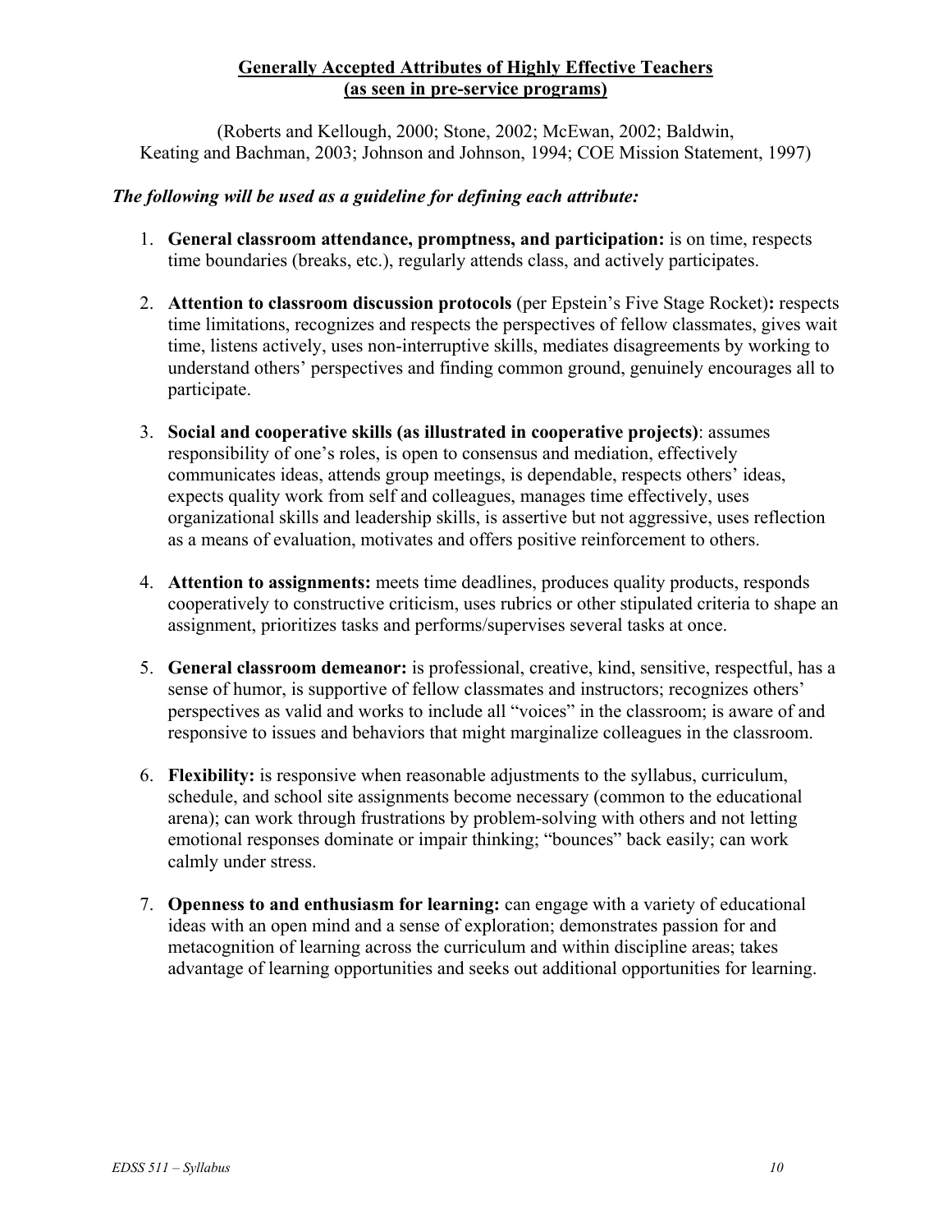## Generally Accepted Attributes of Highly Effective Teachers (as seen in pre-service programs)

(Roberts and Kellough, 2000; Stone, 2002; McEwan, 2002; Baldwin, Keating and Bachman, 2003; Johnson and Johnson, 1994; COE Mission Statement, 1997)

***The following will be used as a guideline for defining each attribute:***

1. **General classroom attendance, promptness, and participation:** is on time, respects time boundaries (breaks, etc.), regularly attends class, and actively participates.

2. **Attention to classroom discussion protocols** (per Epstein's Five Stage Rocket)**:** respects time limitations, recognizes and respects the perspectives of fellow classmates, gives wait time, listens actively, uses non-interruptive skills, mediates disagreements by working to understand others' perspectives and finding common ground, genuinely encourages all to participate.

3. **Social and cooperative skills (as illustrated in cooperative projects)**: assumes responsibility of one's roles, is open to consensus and mediation, effectively communicates ideas, attends group meetings, is dependable, respects others' ideas, expects quality work from self and colleagues, manages time effectively, uses organizational skills and leadership skills, is assertive but not aggressive, uses reflection as a means of evaluation, motivates and offers positive reinforcement to others.

4. **Attention to assignments:** meets time deadlines, produces quality products, responds cooperatively to constructive criticism, uses rubrics or other stipulated criteria to shape an assignment, prioritizes tasks and performs/supervises several tasks at once.

5. **General classroom demeanor:** is professional, creative, kind, sensitive, respectful, has a sense of humor, is supportive of fellow classmates and instructors; recognizes others' perspectives as valid and works to include all "voices" in the classroom; is aware of and responsive to issues and behaviors that might marginalize colleagues in the classroom.

6. **Flexibility:** is responsive when reasonable adjustments to the syllabus, curriculum, schedule, and school site assignments become necessary (common to the educational arena); can work through frustrations by problem-solving with others and not letting emotional responses dominate or impair thinking; "bounces" back easily; can work calmly under stress.

7. **Openness to and enthusiasm for learning:** can engage with a variety of educational ideas with an open mind and a sense of exploration; demonstrates passion for and metacognition of learning across the curriculum and within discipline areas; takes advantage of learning opportunities and seeks out additional opportunities for learning.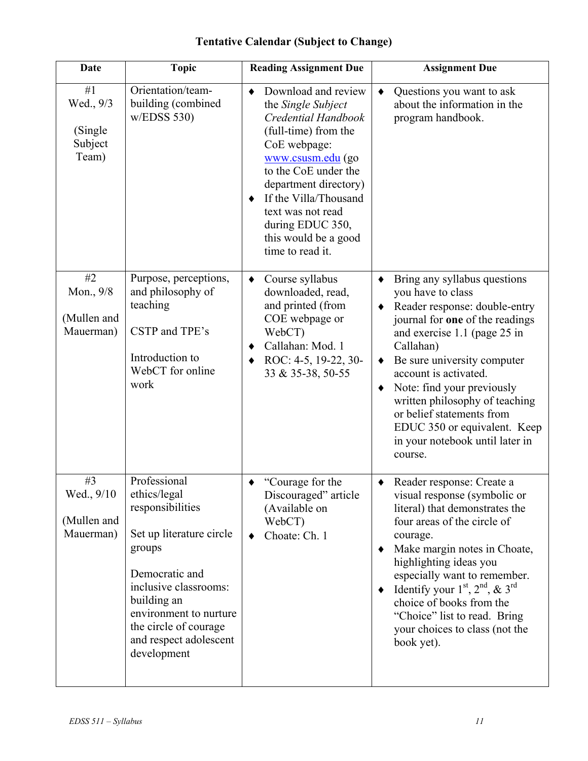# Tentative Calendar (Subject to Change)

| Date | Topic | Reading Assignment Due | Assignment Due |
|---|---|---|---|
| #1<br>Wed., 9/3<br><br>(Single Subject Team) | Orientation/team-building (combined w/EDSS 530) | ♦ Download and review the *Single Subject Credential Handbook* (full-time) from the CoE webpage: [www.csusm.edu](http://www.csusm.edu) (go to the CoE under the department directory)<br>♦ If the Villa/Thousand text was not read during EDUC 350, this would be a good time to read it. | ♦ Questions you want to ask about the information in the program handbook. |
| #2<br>Mon., 9/8<br><br>(Mullen and Mauerman) | Purpose, perceptions, and philosophy of teaching<br><br>CSTP and TPE's<br><br>Introduction to WebCT for online work | ♦ Course syllabus downloaded, read, and printed (from COE webpage or WebCT)<br>♦ Callahan: Mod. 1<br>♦ ROC: 4-5, 19-22, 30-33 & 35-38, 50-55 | ♦ Bring any syllabus questions you have to class<br>♦ Reader response: double-entry journal for **one** of the readings and exercise 1.1 (page 25 in Callahan)<br>♦ Be sure university computer account is activated.<br>♦ Note: find your previously written philosophy of teaching or belief statements from EDUC 350 or equivalent. Keep in your notebook until later in course. |
| #3<br>Wed., 9/10<br><br>(Mullen and Mauerman) | Professional ethics/legal responsibilities<br><br>Set up literature circle groups<br><br>Democratic and inclusive classrooms: building an environment to nurture the circle of courage and respect adolescent development | ♦ "Courage for the Discouraged" article (Available on WebCT)<br>♦ Choate: Ch. 1 | ♦ Reader response: Create a visual response (symbolic or literal) that demonstrates the four areas of the circle of courage.<br>♦ Make margin notes in Choate, highlighting ideas you especially want to remember.<br>♦ Identify your 1st, 2nd, & 3rd choice of books from the "Choice" list to read. Bring your choices to class (not the book yet). |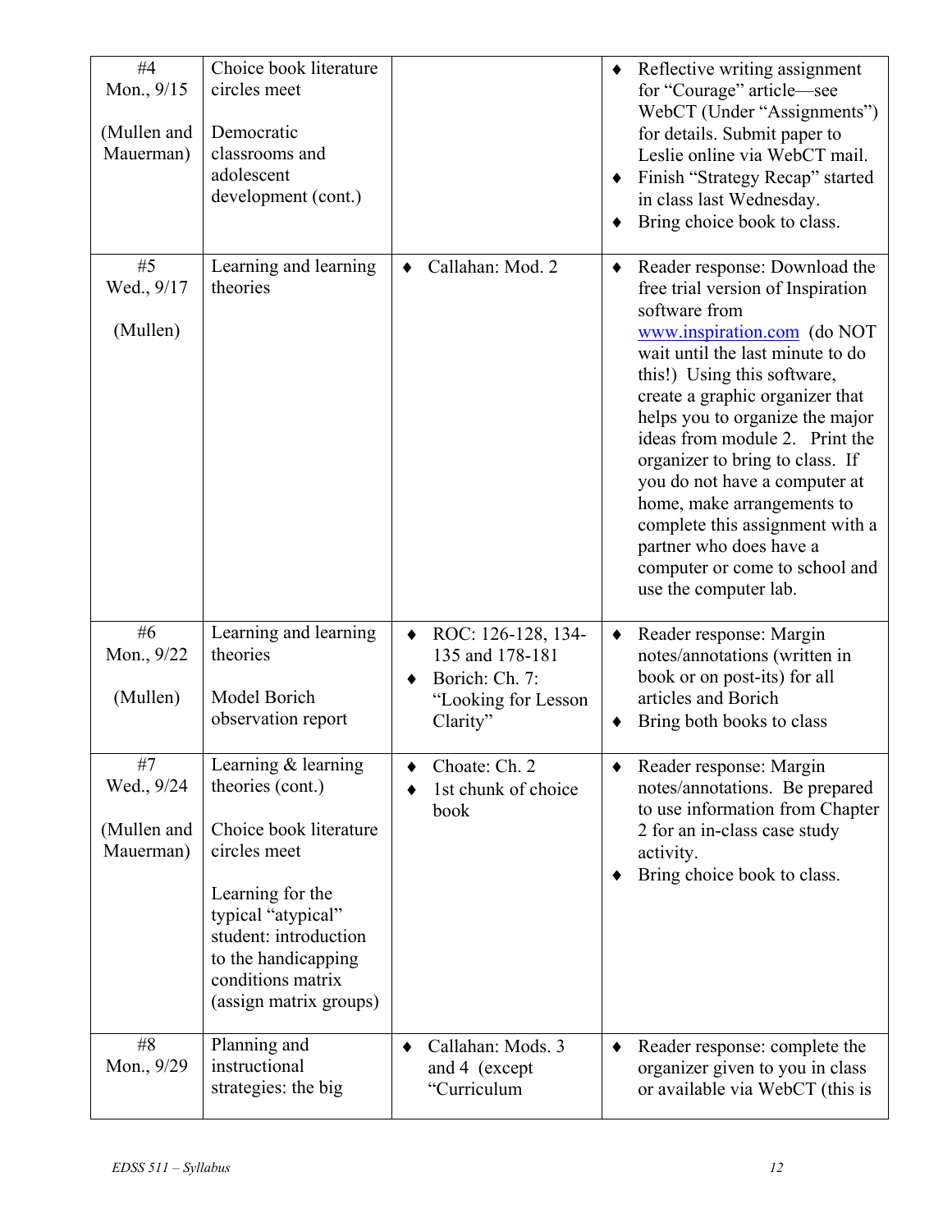| #4 Mon., 9/15 (Mullen and Mauerman) | Choice book literature circles meet<br><br>Democratic classrooms and adolescent development (cont.) | | ♦ Reflective writing assignment for "Courage" article—see WebCT (Under "Assignments") for details. Submit paper to Leslie online via WebCT mail.<br>♦ Finish "Strategy Recap" started in class last Wednesday.<br>♦ Bring choice book to class. |
|---|---|---|---|
| #5 Wed., 9/17 (Mullen) | Learning and learning theories | ♦ Callahan: Mod. 2 | ♦ Reader response: Download the free trial version of Inspiration software from www.inspiration.com (do NOT wait until the last minute to do this!) Using this software, create a graphic organizer that helps you to organize the major ideas from module 2. Print the organizer to bring to class. If you do not have a computer at home, make arrangements to complete this assignment with a partner who does have a computer or come to school and use the computer lab. |
| #6 Mon., 9/22 (Mullen) | Learning and learning theories<br><br>Model Borich observation report | ♦ ROC: 126-128, 134-135 and 178-181<br>♦ Borich: Ch. 7: "Looking for Lesson Clarity" | ♦ Reader response: Margin notes/annotations (written in book or on post-its) for all articles and Borich<br>♦ Bring both books to class |
| #7 Wed., 9/24 (Mullen and Mauerman) | Learning & learning theories (cont.)<br><br>Choice book literature circles meet<br><br>Learning for the typical "atypical" student: introduction to the handicapping conditions matrix (assign matrix groups) | ♦ Choate: Ch. 2<br>♦ 1st chunk of choice book | ♦ Reader response: Margin notes/annotations. Be prepared to use information from Chapter 2 for an in-class case study activity.<br>♦ Bring choice book to class. |
| #8 Mon., 9/29 | Planning and instructional strategies: the big | ♦ Callahan: Mods. 3 and 4 (except "Curriculum | ♦ Reader response: complete the organizer given to you in class or available via WebCT (this is |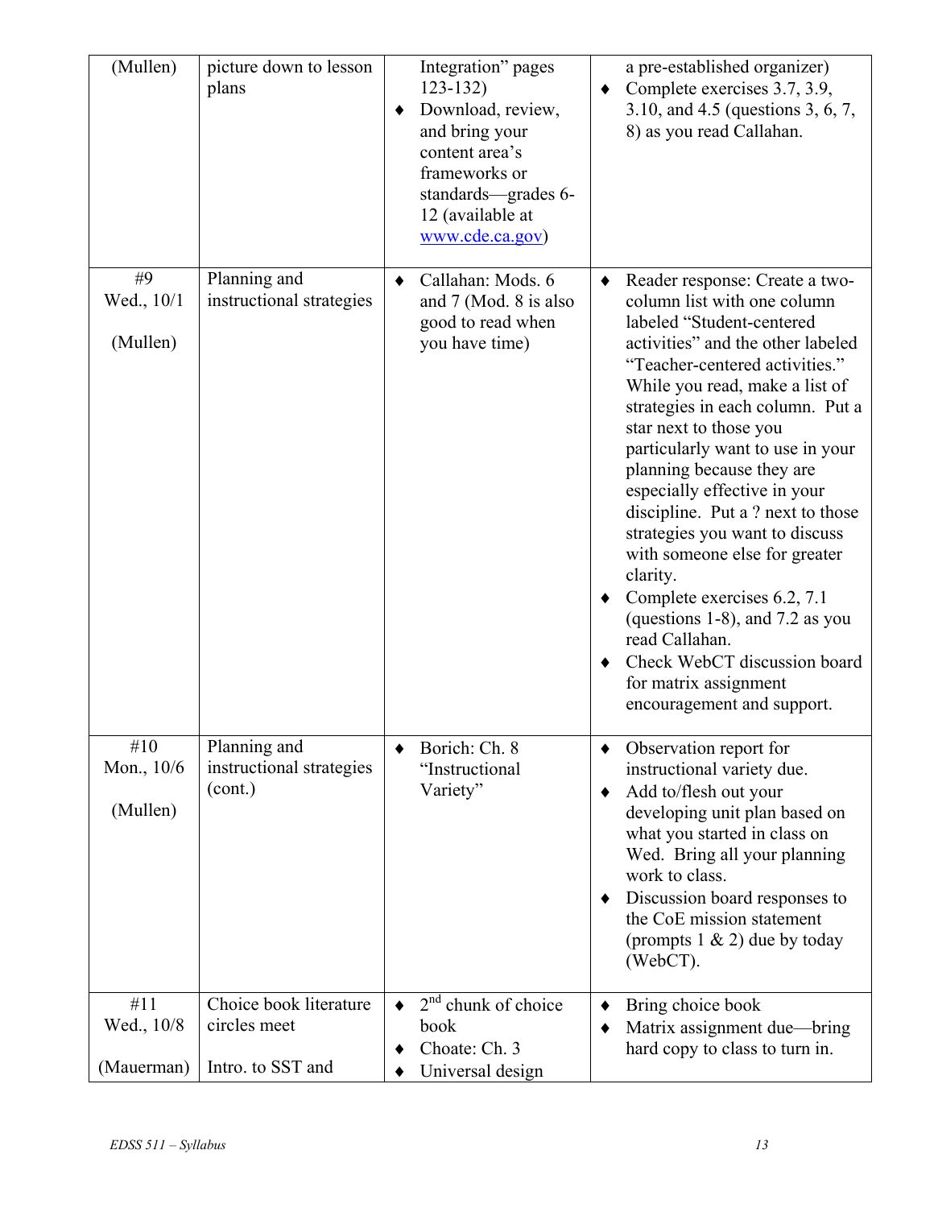| | | | |
|---|---|---|---|
| (Mullen) | picture down to lesson plans | Integration" pages 123-132)<br>♦ Download, review, and bring your content area's frameworks or standards—grades 6-12 (available at www.cde.ca.gov) | a pre-established organizer)<br>♦ Complete exercises 3.7, 3.9, 3.10, and 4.5 (questions 3, 6, 7, 8) as you read Callahan. |
| #9<br>Wed., 10/1<br><br>(Mullen) | Planning and instructional strategies | ♦ Callahan: Mods. 6 and 7 (Mod. 8 is also good to read when you have time) | ♦ Reader response: Create a two-column list with one column labeled "Student-centered activities" and the other labeled "Teacher-centered activities." While you read, make a list of strategies in each column. Put a star next to those you particularly want to use in your planning because they are especially effective in your discipline. Put a ? next to those strategies you want to discuss with someone else for greater clarity.<br>♦ Complete exercises 6.2, 7.1 (questions 1-8), and 7.2 as you read Callahan.<br>♦ Check WebCT discussion board for matrix assignment encouragement and support. |
| #10<br>Mon., 10/6<br><br>(Mullen) | Planning and instructional strategies (cont.) | ♦ Borich: Ch. 8 "Instructional Variety" | ♦ Observation report for instructional variety due.<br>♦ Add to/flesh out your developing unit plan based on what you started in class on Wed. Bring all your planning work to class.<br>♦ Discussion board responses to the CoE mission statement (prompts 1 & 2) due by today (WebCT). |
| #11<br>Wed., 10/8<br><br>(Mauerman) | Choice book literature circles meet<br><br>Intro. to SST and | ♦ 2nd chunk of choice book<br>♦ Choate: Ch. 3<br>♦ Universal design | ♦ Bring choice book<br>♦ Matrix assignment due—bring hard copy to class to turn in. |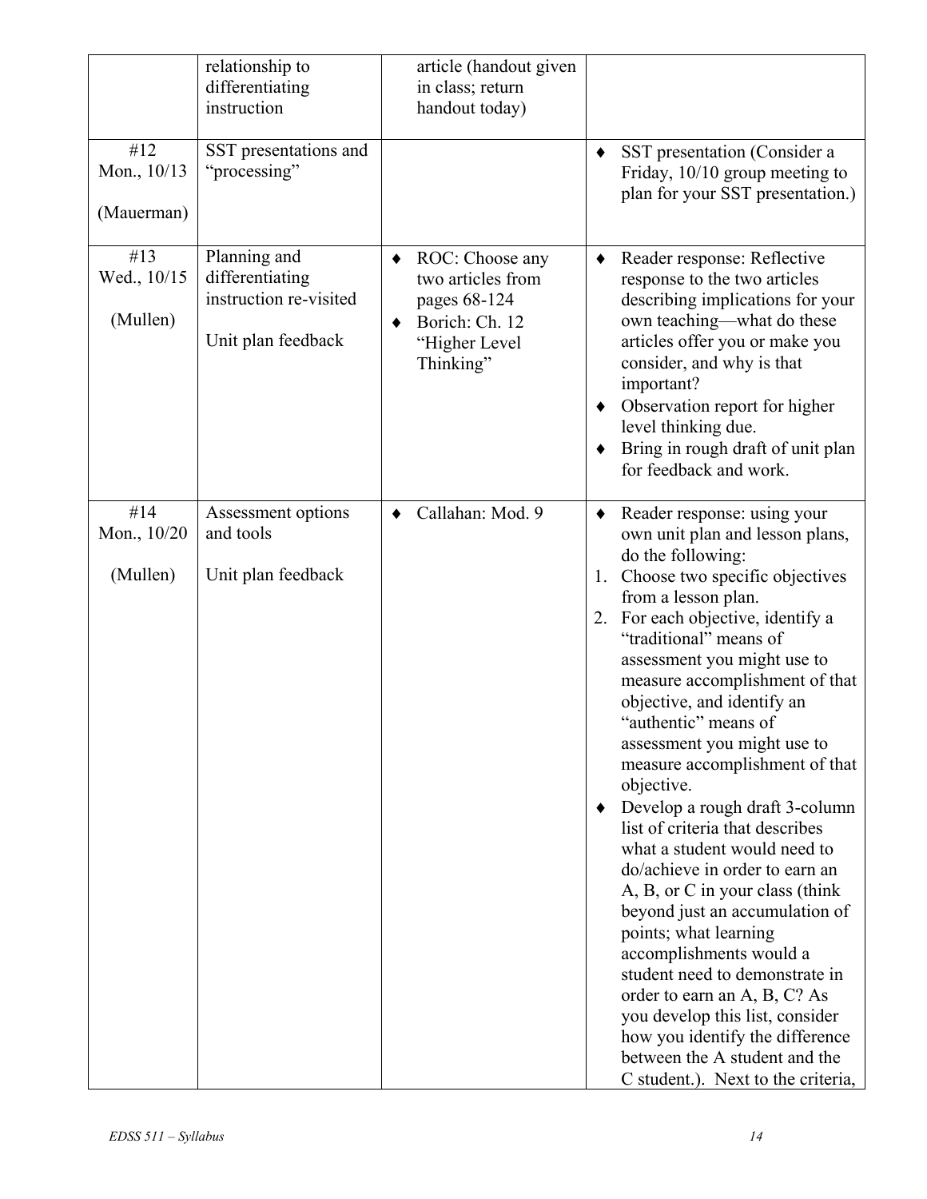| | | | |
|---|---|---|---|
| | relationship to differentiating instruction | article (handout given in class; return handout today) | |
| #12 Mon., 10/13 (Mauerman) | SST presentations and "processing" | | ♦ SST presentation (Consider a Friday, 10/10 group meeting to plan for your SST presentation.) |
| #13 Wed., 10/15 (Mullen) | Planning and differentiating instruction re-visited<br><br>Unit plan feedback | ♦ ROC: Choose any two articles from pages 68-124<br>♦ Borich: Ch. 12 "Higher Level Thinking" | ♦ Reader response: Reflective response to the two articles describing implications for your own teaching—what do these articles offer you or make you consider, and why is that important?<br>♦ Observation report for higher level thinking due.<br>♦ Bring in rough draft of unit plan for feedback and work. |
| #14 Mon., 10/20 (Mullen) | Assessment options and tools<br><br>Unit plan feedback | ♦ Callahan: Mod. 9 | ♦ Reader response: using your own unit plan and lesson plans, do the following:<br>1. Choose two specific objectives from a lesson plan.<br>2. For each objective, identify a "traditional" means of assessment you might use to measure accomplishment of that objective, and identify an "authentic" means of assessment you might use to measure accomplishment of that objective.<br>♦ Develop a rough draft 3-column list of criteria that describes what a student would need to do/achieve in order to earn an A, B, or C in your class (think beyond just an accumulation of points; what learning accomplishments would a student need to demonstrate in order to earn an A, B, C? As you develop this list, consider how you identify the difference between the A student and the C student.). Next to the criteria, |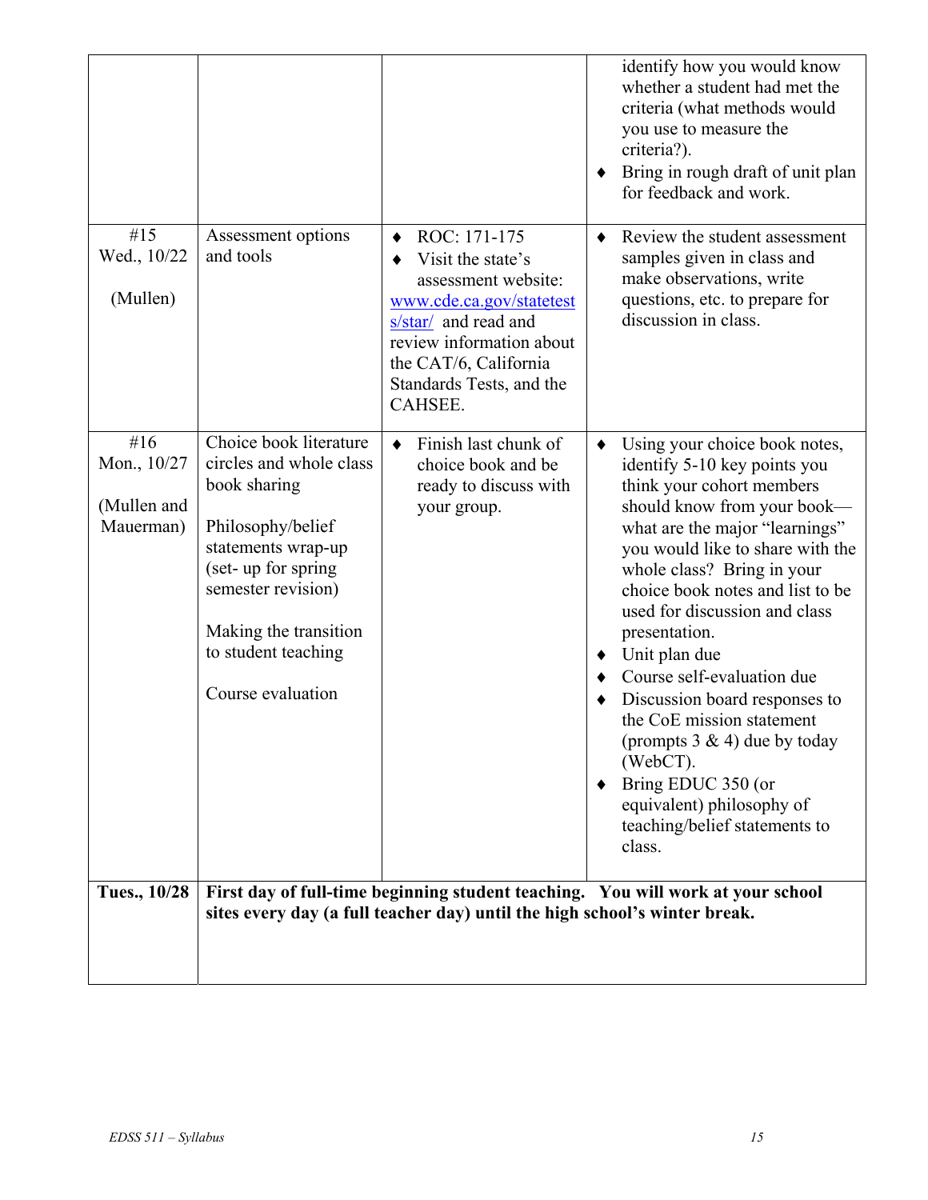| | | | |
|---|---|---|---|
| | | | identify how you would know whether a student had met the criteria (what methods would you use to measure the criteria?).<br>♦ Bring in rough draft of unit plan for feedback and work. |
| #15<br>Wed., 10/22<br><br>(Mullen) | Assessment options and tools | ♦ ROC: 171-175<br>♦ Visit the state's assessment website: www.cde.ca.gov/statetests/star/ and read and review information about the CAT/6, California Standards Tests, and the CAHSEE. | ♦ Review the student assessment samples given in class and make observations, write questions, etc. to prepare for discussion in class. |
| #16<br>Mon., 10/27<br><br>(Mullen and Mauerman) | Choice book literature circles and whole class book sharing<br><br>Philosophy/belief statements wrap-up (set- up for spring semester revision)<br><br>Making the transition to student teaching<br><br>Course evaluation | ♦ Finish last chunk of choice book and be ready to discuss with your group. | ♦ Using your choice book notes, identify 5-10 key points you think your cohort members should know from your book—what are the major "learnings" you would like to share with the whole class? Bring in your choice book notes and list to be used for discussion and class presentation.<br>♦ Unit plan due<br>♦ Course self-evaluation due<br>♦ Discussion board responses to the CoE mission statement (prompts 3 & 4) due by today (WebCT).<br>♦ Bring EDUC 350 (or equivalent) philosophy of teaching/belief statements to class. |
| **Tues., 10/28** | **First day of full-time beginning student teaching. You will work at your school sites every day (a full teacher day) until the high school's winter break.** | | |